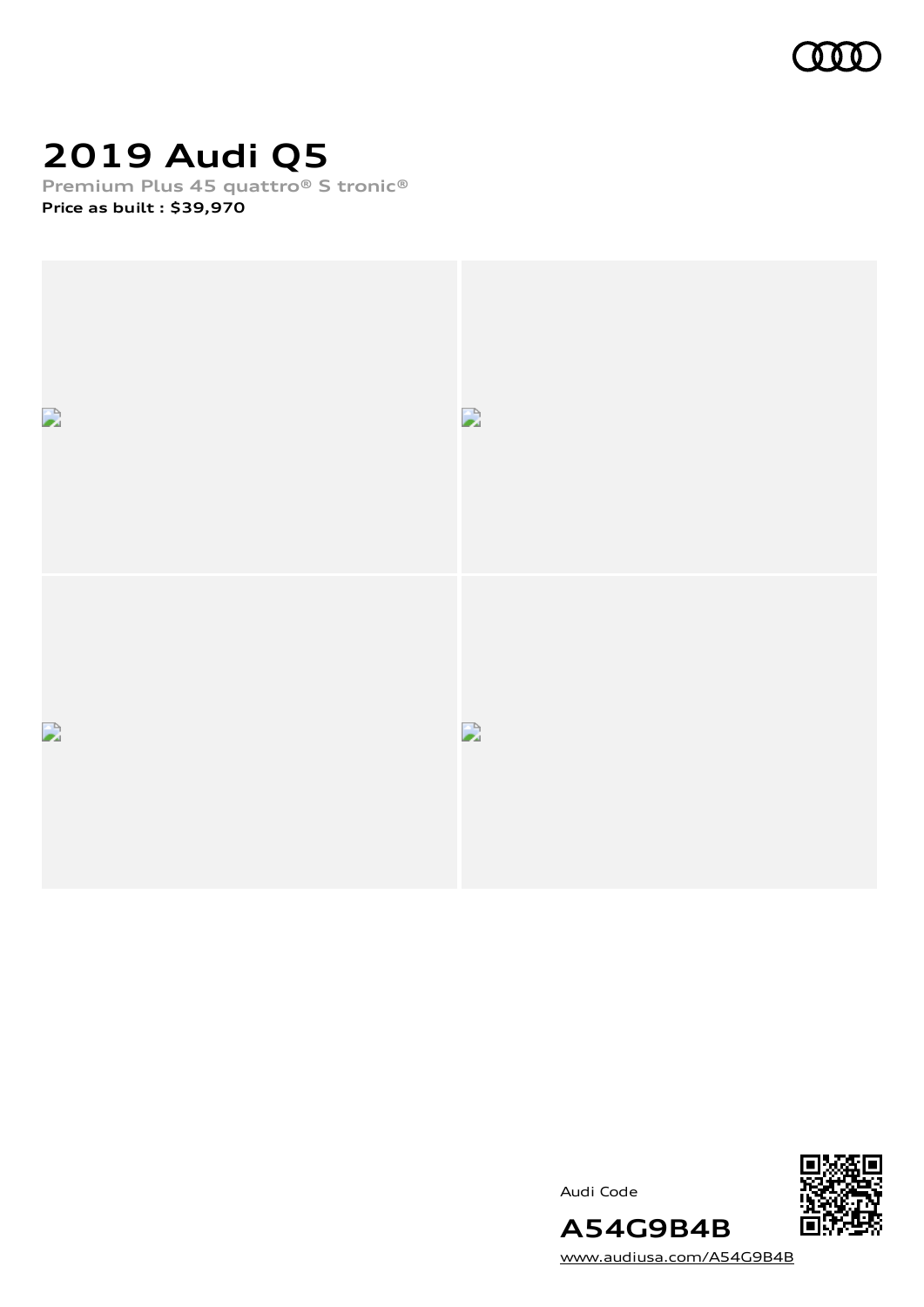# 2019 Audi Q5

**Premium Plus 45 quattro® S tronic®**

**Price as built : $39,970**

Audi Code

**A54G9B4B**

www.audiusa.com/A54G9B4B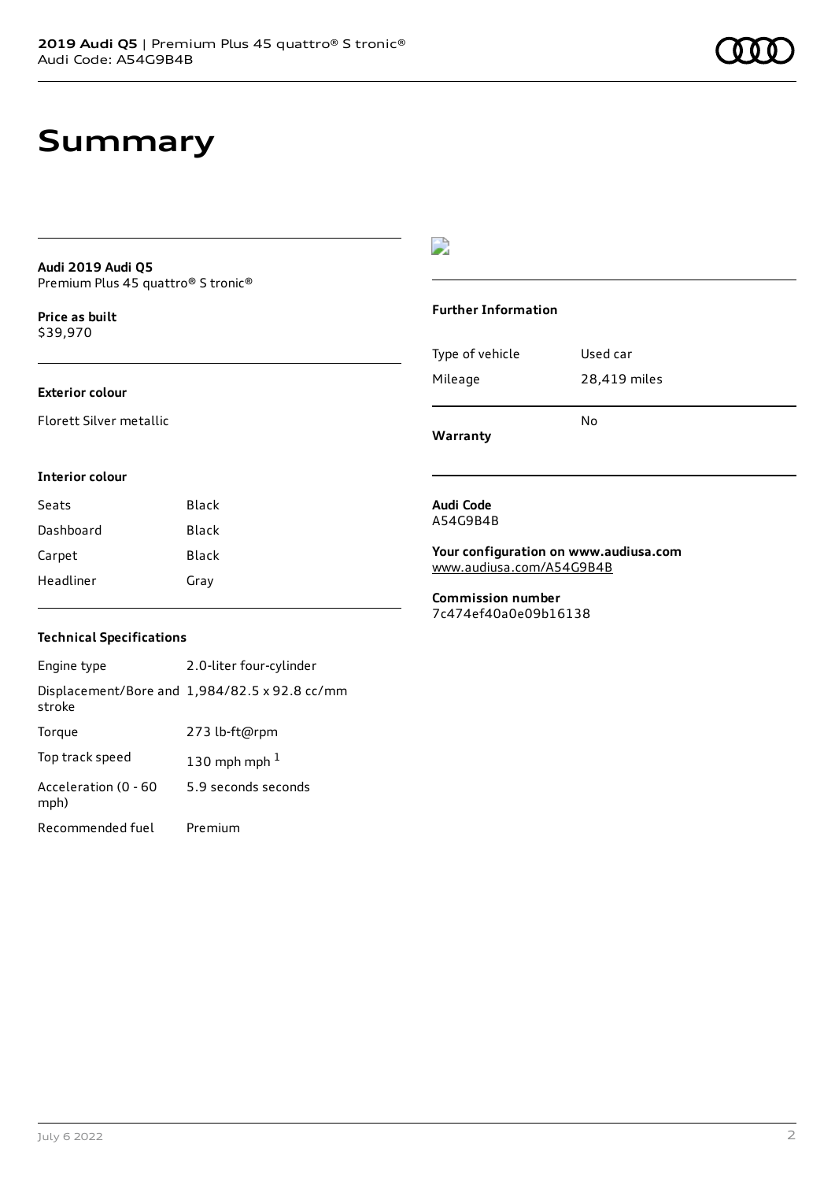# Summary

**Audi 2019 Audi Q5**
Premium Plus 45 quattro® S tronic®

**Price as built**
$39,970

### Exterior colour

Florett Silver metallic

### Interior colour

| Seats | Black |
| --- | --- |
| Dashboard | Black |
| Carpet | Black |
| Headliner | Gray |

### Technical Specifications

| Engine type | 2.0-liter four-cylinder |
| --- | --- |
| Displacement/Bore and stroke | 1,984/82.5 x 92.8 cc/mm |
| Torque | 273 lb-ft@rpm |
| Top track speed | 130 mph mph [1] |
| Acceleration (0 - 60 mph) | 5.9 seconds seconds |
| Recommended fuel | Premium |

### Further Information

| Type of vehicle | Used car |
| --- | --- |
| Mileage | 28,419 miles |
| **Warranty** | No |

**Audi Code**
A54G9B4B

**Your configuration on www.audiusa.com**
www.audiusa.com/A54G9B4B

**Commission number**
7c474ef40a0e09b16138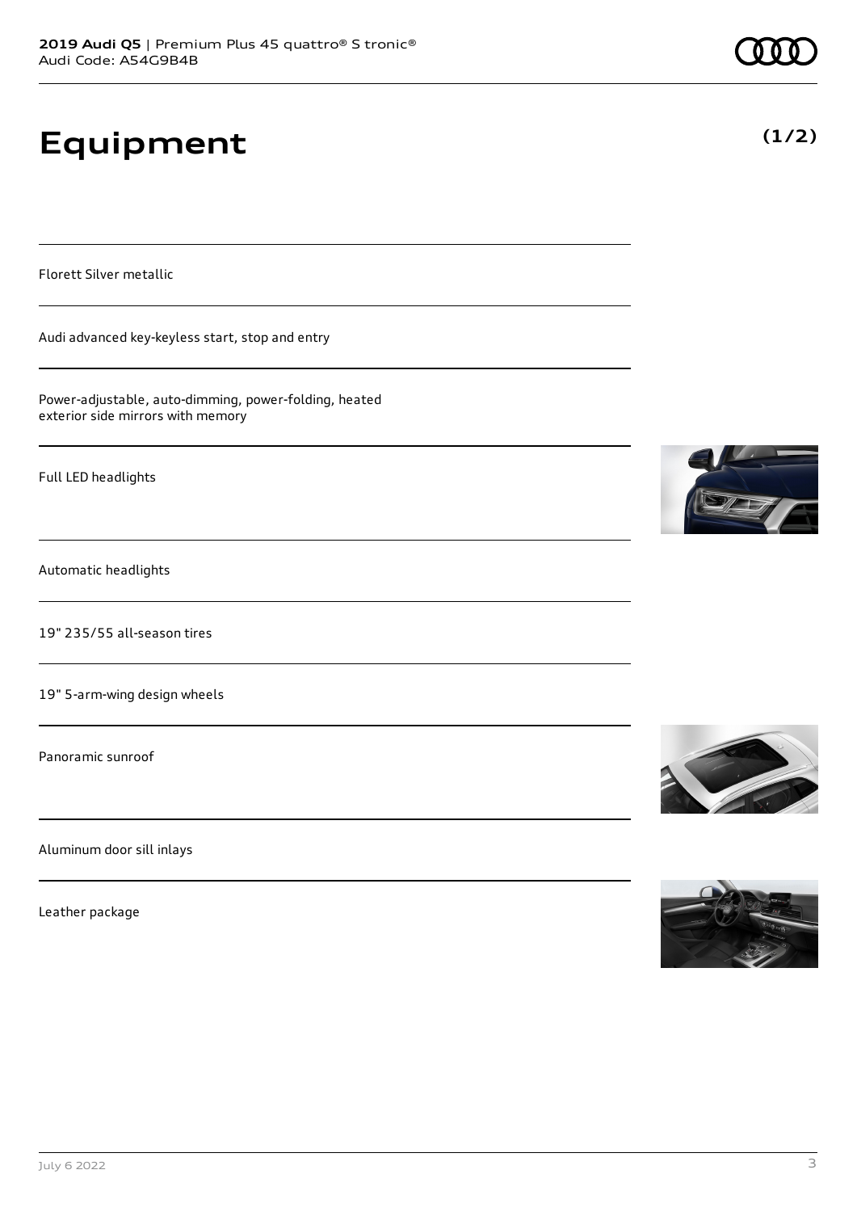# Equipment

**(1/2)**

Florett Silver metallic

Audi advanced key-keyless start, stop and entry

Power-adjustable, auto-dimming, power-folding, heated exterior side mirrors with memory

Full LED headlights

Automatic headlights

19" 235/55 all-season tires

19" 5-arm-wing design wheels

Panoramic sunroof

Aluminum door sill inlays

Leather package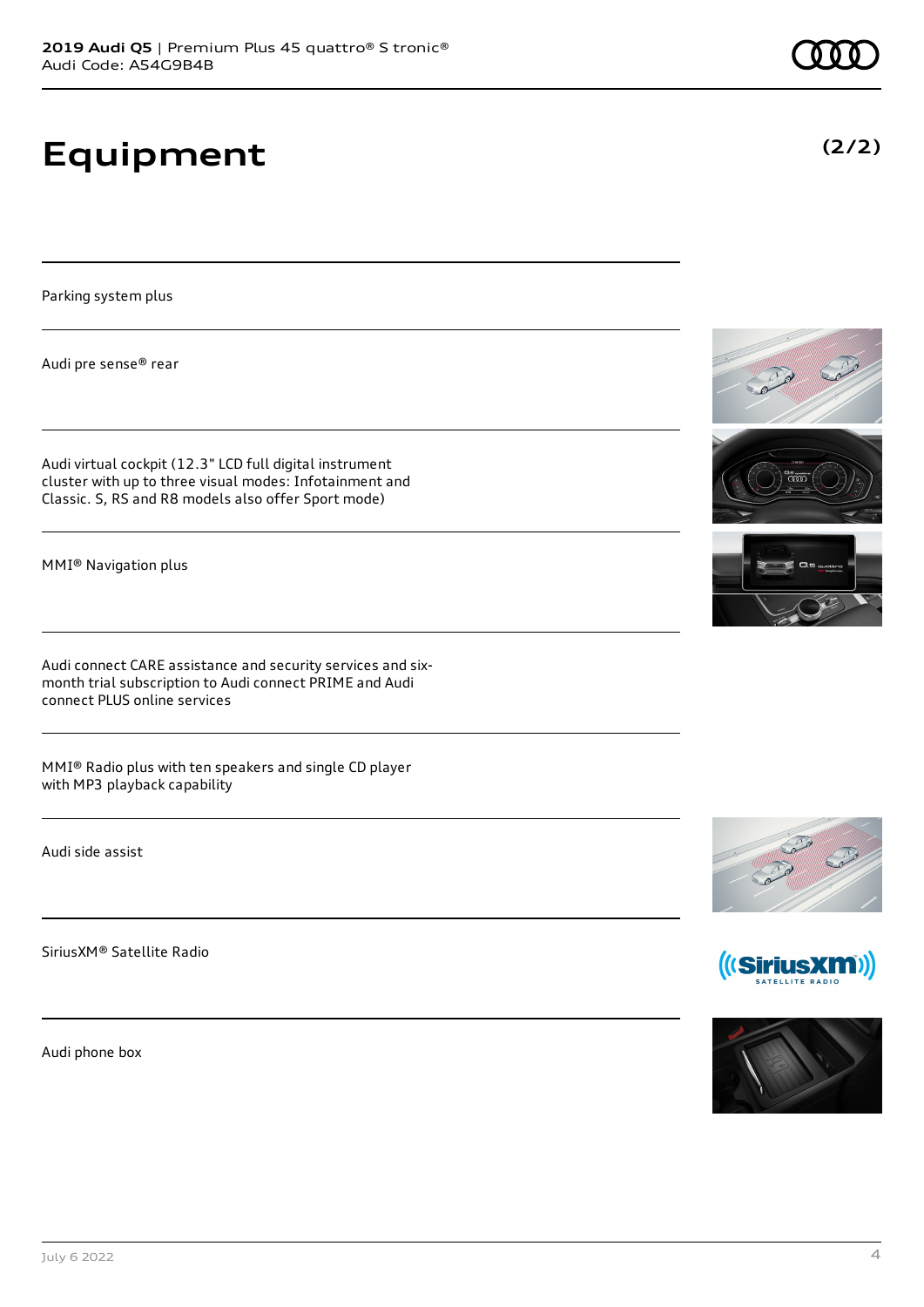# Equipment

(2/2)

Parking system plus

Audi pre sense® rear

Audi virtual cockpit (12.3" LCD full digital instrument cluster with up to three visual modes: Infotainment and Classic. S, RS and R8 models also offer Sport mode)

MMI® Navigation plus

Audi connect CARE assistance and security services and six-month trial subscription to Audi connect PRIME and Audi connect PLUS online services

MMI® Radio plus with ten speakers and single CD player with MP3 playback capability

Audi side assist

SiriusXM® Satellite Radio

Audi phone box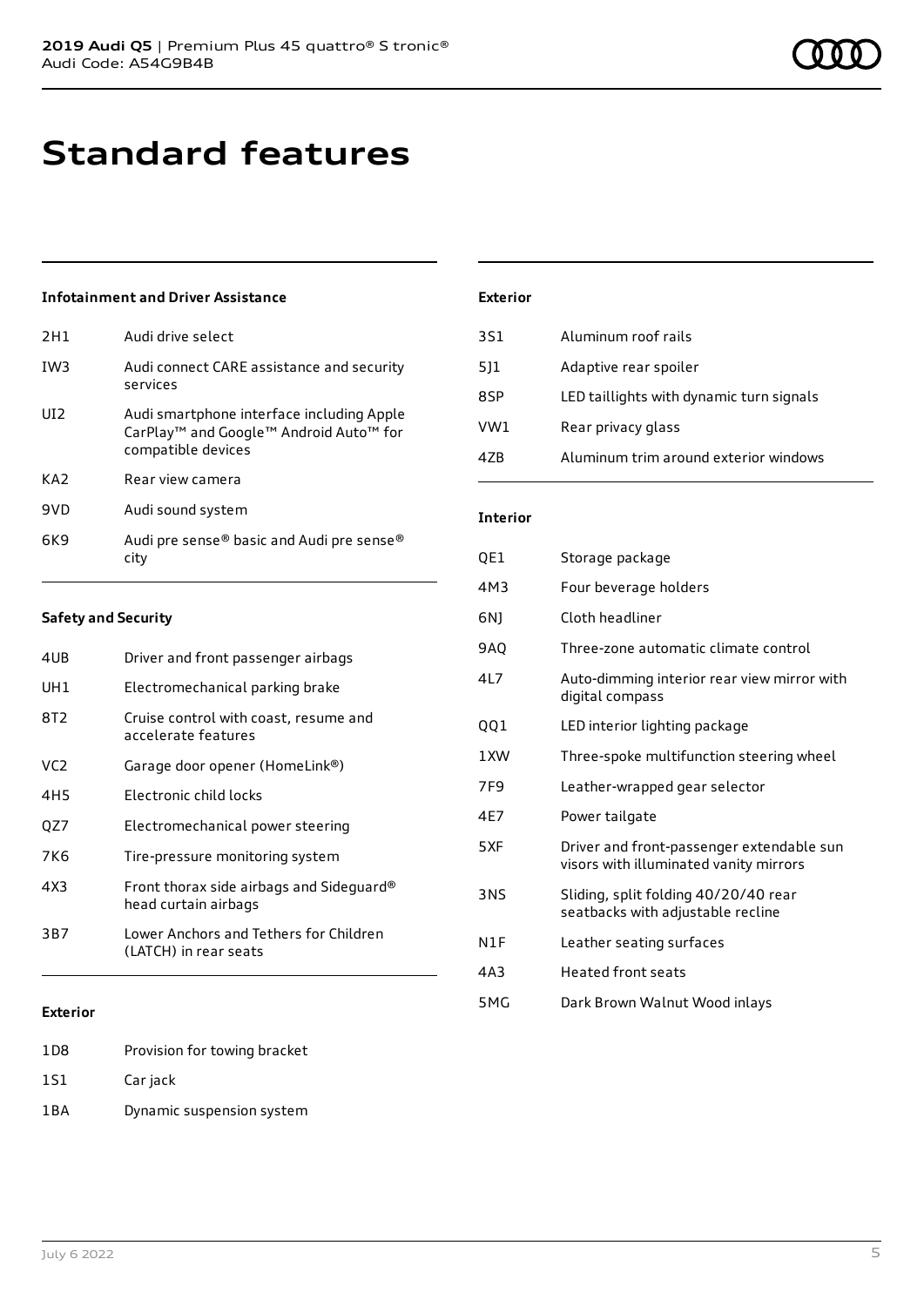# Standard features

### Infotainment and Driver Assistance

| | |
|---|---|
| 2H1 | Audi drive select |
| IW3 | Audi connect CARE assistance and security services |
| UI2 | Audi smartphone interface including Apple CarPlay™ and Google™ Android Auto™ for compatible devices |
| KA2 | Rear view camera |
| 9VD | Audi sound system |
| 6K9 | Audi pre sense® basic and Audi pre sense® city |

### Safety and Security

| | |
|---|---|
| 4UB | Driver and front passenger airbags |
| UH1 | Electromechanical parking brake |
| 8T2 | Cruise control with coast, resume and accelerate features |
| VC2 | Garage door opener (HomeLink®) |
| 4H5 | Electronic child locks |
| QZ7 | Electromechanical power steering |
| 7K6 | Tire-pressure monitoring system |
| 4X3 | Front thorax side airbags and Sideguard® head curtain airbags |
| 3B7 | Lower Anchors and Tethers for Children (LATCH) in rear seats |

### Exterior

| | |
|---|---|
| 1D8 | Provision for towing bracket |
| 1S1 | Car jack |
| 1BA | Dynamic suspension system |

### Exterior

| | |
|---|---|
| 3S1 | Aluminum roof rails |
| 5J1 | Adaptive rear spoiler |
| 8SP | LED taillights with dynamic turn signals |
| VW1 | Rear privacy glass |
| 4ZB | Aluminum trim around exterior windows |

### Interior

| | |
|---|---|
| QE1 | Storage package |
| 4M3 | Four beverage holders |
| 6NJ | Cloth headliner |
| 9AQ | Three-zone automatic climate control |
| 4L7 | Auto-dimming interior rear view mirror with digital compass |
| QQ1 | LED interior lighting package |
| 1XW | Three-spoke multifunction steering wheel |
| 7F9 | Leather-wrapped gear selector |
| 4E7 | Power tailgate |
| 5XF | Driver and front-passenger extendable sun visors with illuminated vanity mirrors |
| 3NS | Sliding, split folding 40/20/40 rear seatbacks with adjustable recline |
| N1F | Leather seating surfaces |
| 4A3 | Heated front seats |
| 5MG | Dark Brown Walnut Wood inlays |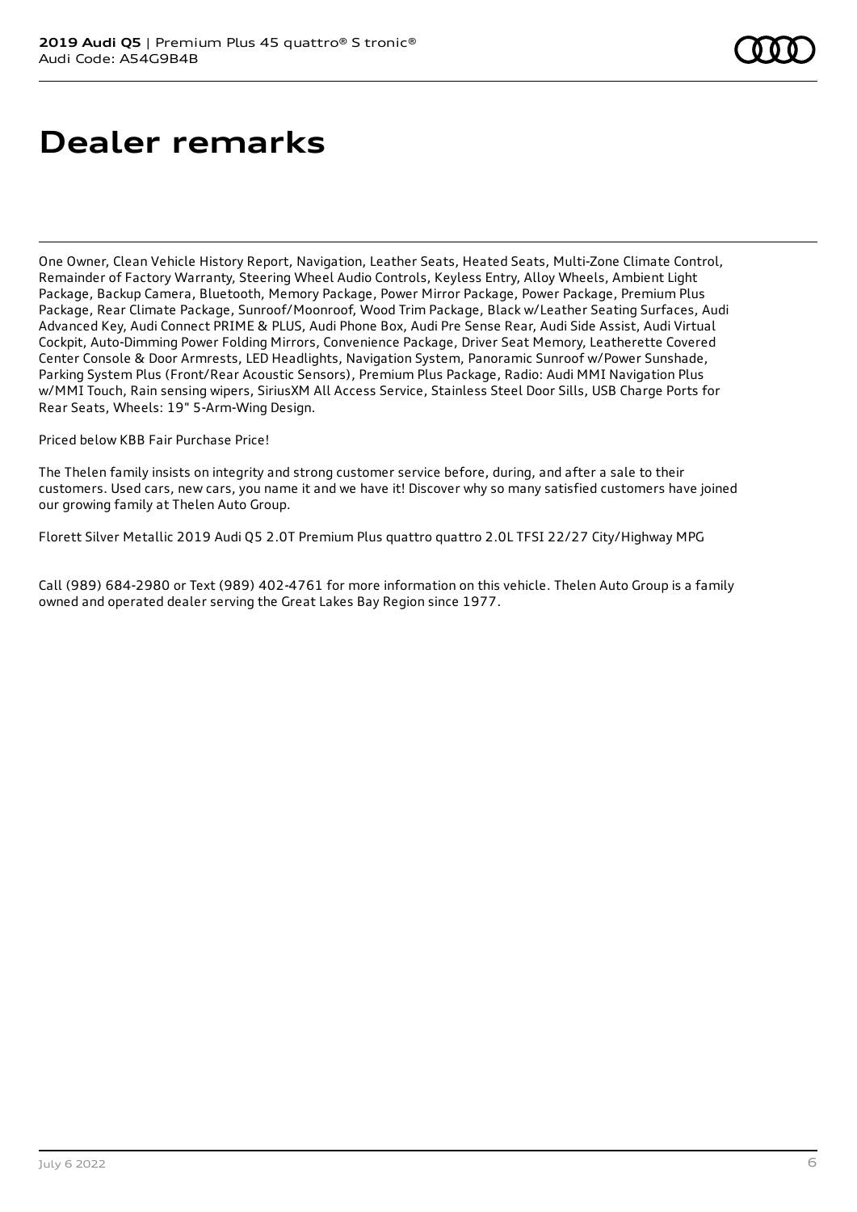# Dealer remarks

One Owner, Clean Vehicle History Report, Navigation, Leather Seats, Heated Seats, Multi-Zone Climate Control, Remainder of Factory Warranty, Steering Wheel Audio Controls, Keyless Entry, Alloy Wheels, Ambient Light Package, Backup Camera, Bluetooth, Memory Package, Power Mirror Package, Power Package, Premium Plus Package, Rear Climate Package, Sunroof/Moonroof, Wood Trim Package, Black w/Leather Seating Surfaces, Audi Advanced Key, Audi Connect PRIME & PLUS, Audi Phone Box, Audi Pre Sense Rear, Audi Side Assist, Audi Virtual Cockpit, Auto-Dimming Power Folding Mirrors, Convenience Package, Driver Seat Memory, Leatherette Covered Center Console & Door Armrests, LED Headlights, Navigation System, Panoramic Sunroof w/Power Sunshade, Parking System Plus (Front/Rear Acoustic Sensors), Premium Plus Package, Radio: Audi MMI Navigation Plus w/MMI Touch, Rain sensing wipers, SiriusXM All Access Service, Stainless Steel Door Sills, USB Charge Ports for Rear Seats, Wheels: 19" 5-Arm-Wing Design.

Priced below KBB Fair Purchase Price!

The Thelen family insists on integrity and strong customer service before, during, and after a sale to their customers. Used cars, new cars, you name it and we have it! Discover why so many satisfied customers have joined our growing family at Thelen Auto Group.

Florett Silver Metallic 2019 Audi Q5 2.0T Premium Plus quattro quattro 2.0L TFSI 22/27 City/Highway MPG

Call (989) 684-2980 or Text (989) 402-4761 for more information on this vehicle. Thelen Auto Group is a family owned and operated dealer serving the Great Lakes Bay Region since 1977.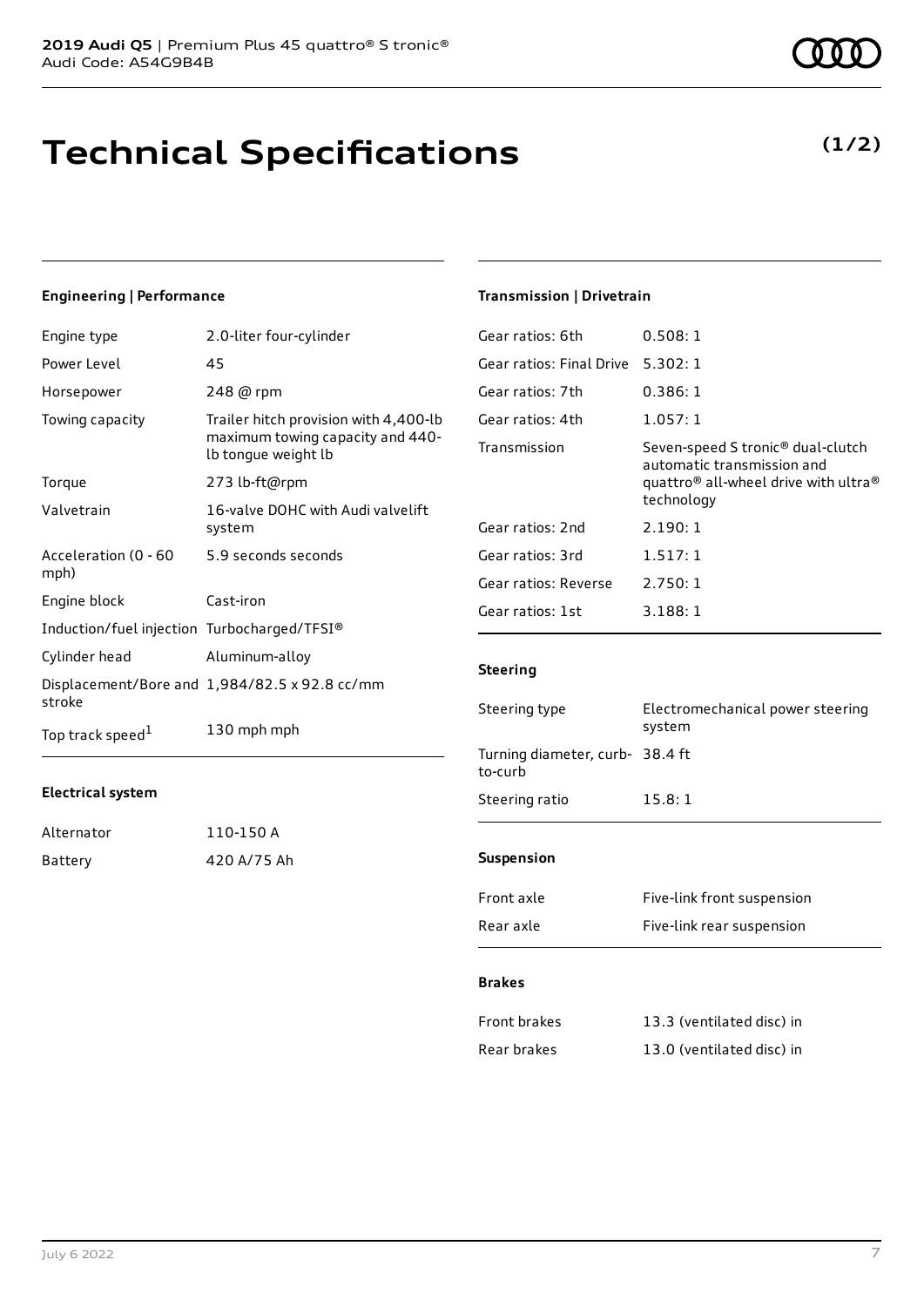**2019 Audi Q5** | Premium Plus 45 quattro® S tronic®
Audi Code: A54G9B4B

# Technical Specifications

**(1/2)**

### Engineering | Performance

| | |
|---|---|
| Engine type | 2.0-liter four-cylinder |
| Power Level | 45 |
| Horsepower | 248 @ rpm |
| Towing capacity | Trailer hitch provision with 4,400-lb maximum towing capacity and 440-lb tongue weight lb |
| Torque | 273 lb-ft@rpm |
| Valvetrain | 16-valve DOHC with Audi valvelift system |
| Acceleration (0 - 60 mph) | 5.9 seconds seconds |
| Engine block | Cast-iron |
| Induction/fuel injection | Turbocharged/TFSI® |
| Cylinder head | Aluminum-alloy |
| Displacement/Bore and stroke | 1,984/82.5 x 92.8 cc/mm |
| Top track speed[1] | 130 mph mph |

### Electrical system

| | |
|---|---|
| Alternator | 110-150 A |
| Battery | 420 A/75 Ah |

### Transmission | Drivetrain

| | |
|---|---|
| Gear ratios: 6th | 0.508: 1 |
| Gear ratios: Final Drive | 5.302: 1 |
| Gear ratios: 7th | 0.386: 1 |
| Gear ratios: 4th | 1.057: 1 |
| Transmission | Seven-speed S tronic® dual-clutch automatic transmission and quattro® all-wheel drive with ultra® technology |
| Gear ratios: 2nd | 2.190: 1 |
| Gear ratios: 3rd | 1.517: 1 |
| Gear ratios: Reverse | 2.750: 1 |
| Gear ratios: 1st | 3.188: 1 |

### Steering

| | |
|---|---|
| Steering type | Electromechanical power steering system |
| Turning diameter, curb-to-curb | 38.4 ft |
| Steering ratio | 15.8: 1 |

### Suspension

| | |
|---|---|
| Front axle | Five-link front suspension |
| Rear axle | Five-link rear suspension |

### Brakes

| | |
|---|---|
| Front brakes | 13.3 (ventilated disc) in |
| Rear brakes | 13.0 (ventilated disc) in |

July 6 2022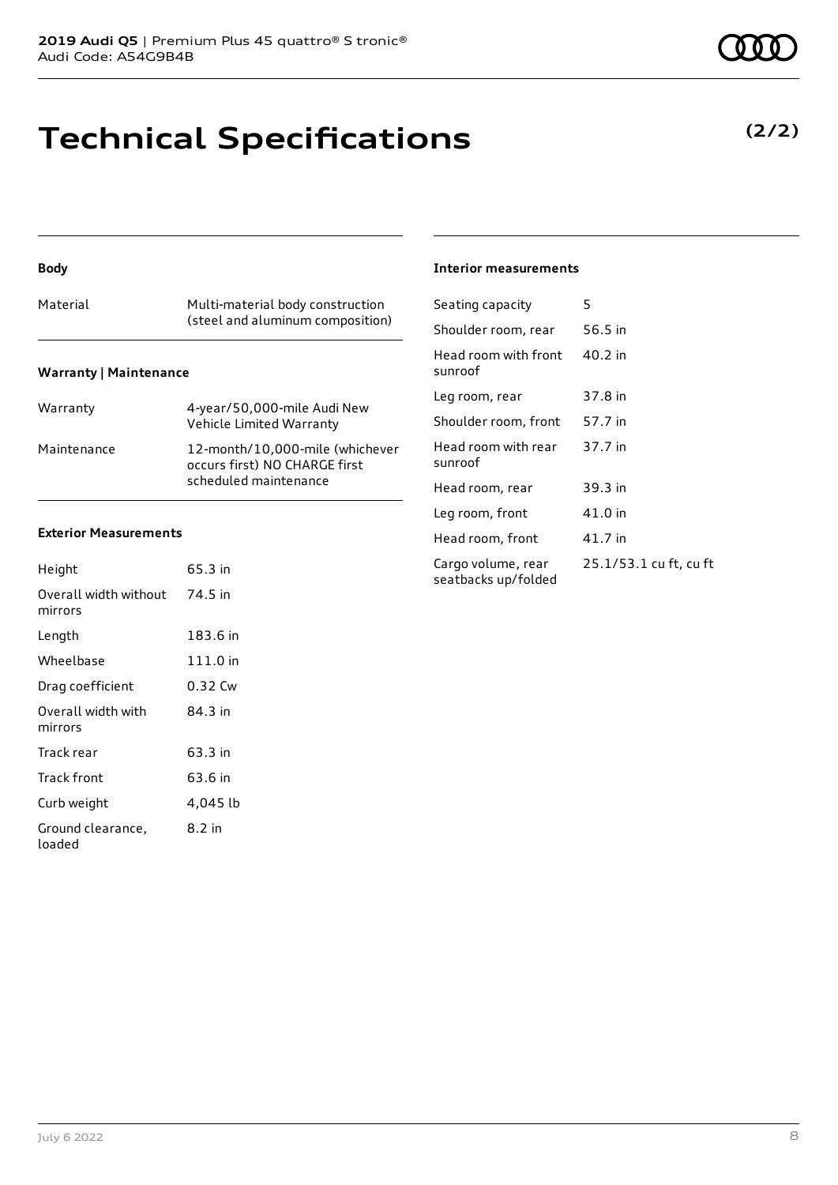# Technical Specifications

**(2/2)**

### Body

| Material | Multi-material body construction (steel and aluminum composition) |
| --- | --- |

### Warranty | Maintenance

| Warranty | 4-year/50,000-mile Audi New Vehicle Limited Warranty |
| --- | --- |
| Maintenance | 12-month/10,000-mile (whichever occurs first) NO CHARGE first scheduled maintenance |

### Exterior Measurements

| Height | 65.3 in |
| --- | --- |
| Overall width without mirrors | 74.5 in |
| Length | 183.6 in |
| Wheelbase | 111.0 in |
| Drag coefficient | 0.32 Cw |
| Overall width with mirrors | 84.3 in |
| Track rear | 63.3 in |
| Track front | 63.6 in |
| Curb weight | 4,045 lb |
| Ground clearance, loaded | 8.2 in |

### Interior measurements

| Seating capacity | 5 |
| --- | --- |
| Shoulder room, rear | 56.5 in |
| Head room with front sunroof | 40.2 in |
| Leg room, rear | 37.8 in |
| Shoulder room, front | 57.7 in |
| Head room with rear sunroof | 37.7 in |
| Head room, rear | 39.3 in |
| Leg room, front | 41.0 in |
| Head room, front | 41.7 in |
| Cargo volume, rear seatbacks up/folded | 25.1/53.1 cu ft, cu ft |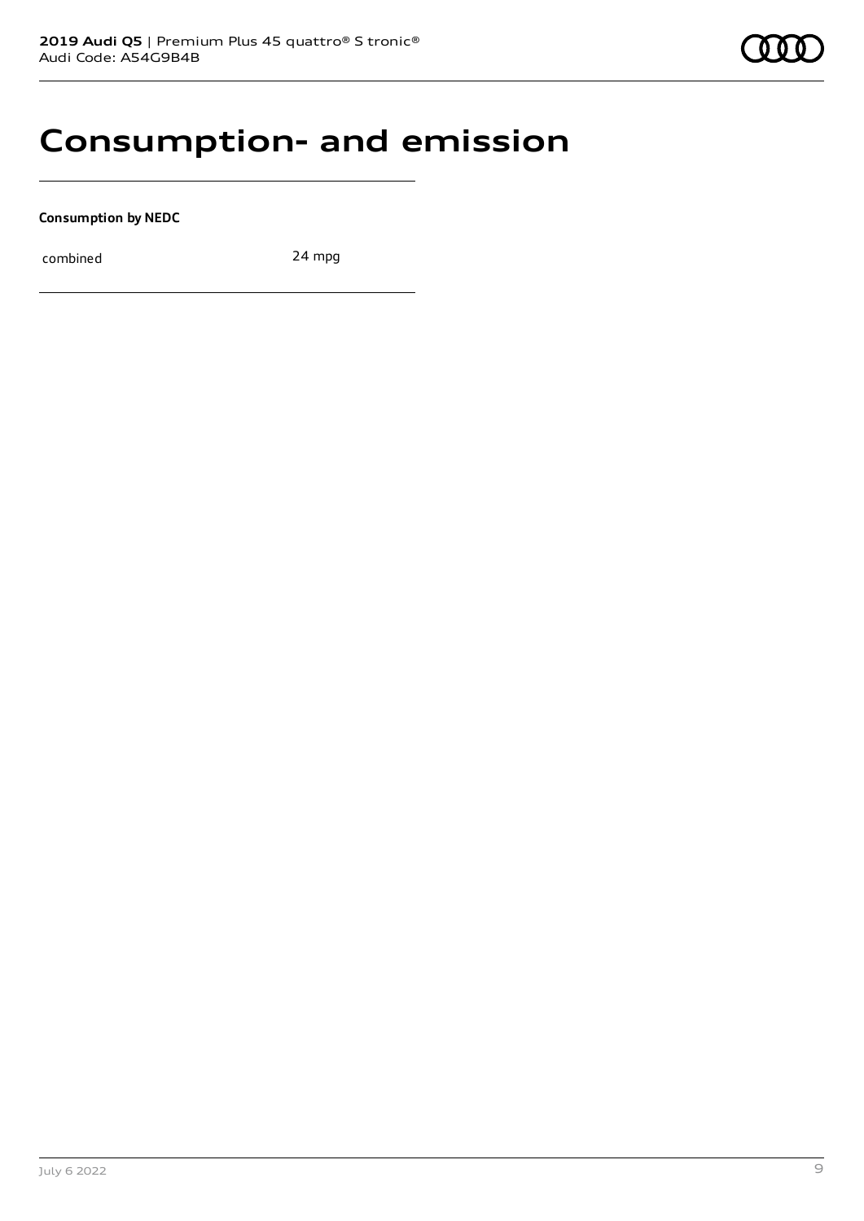# Consumption- and emission

**Consumption by NEDC**

| combined | 24 mpg |
|---|---|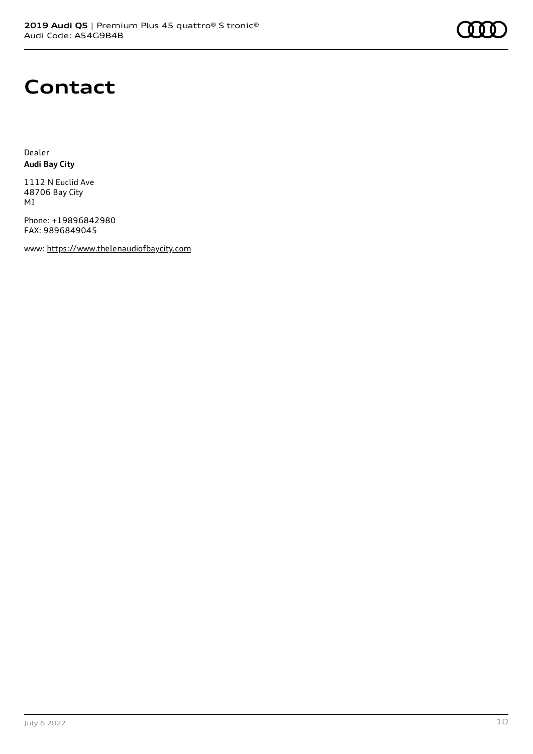# Contact

Dealer
**Audi Bay City**

1112 N Euclid Ave
48706 Bay City
MI

Phone: +19896842980
FAX: 9896849045

www: https://www.thelenaudiofbaycity.com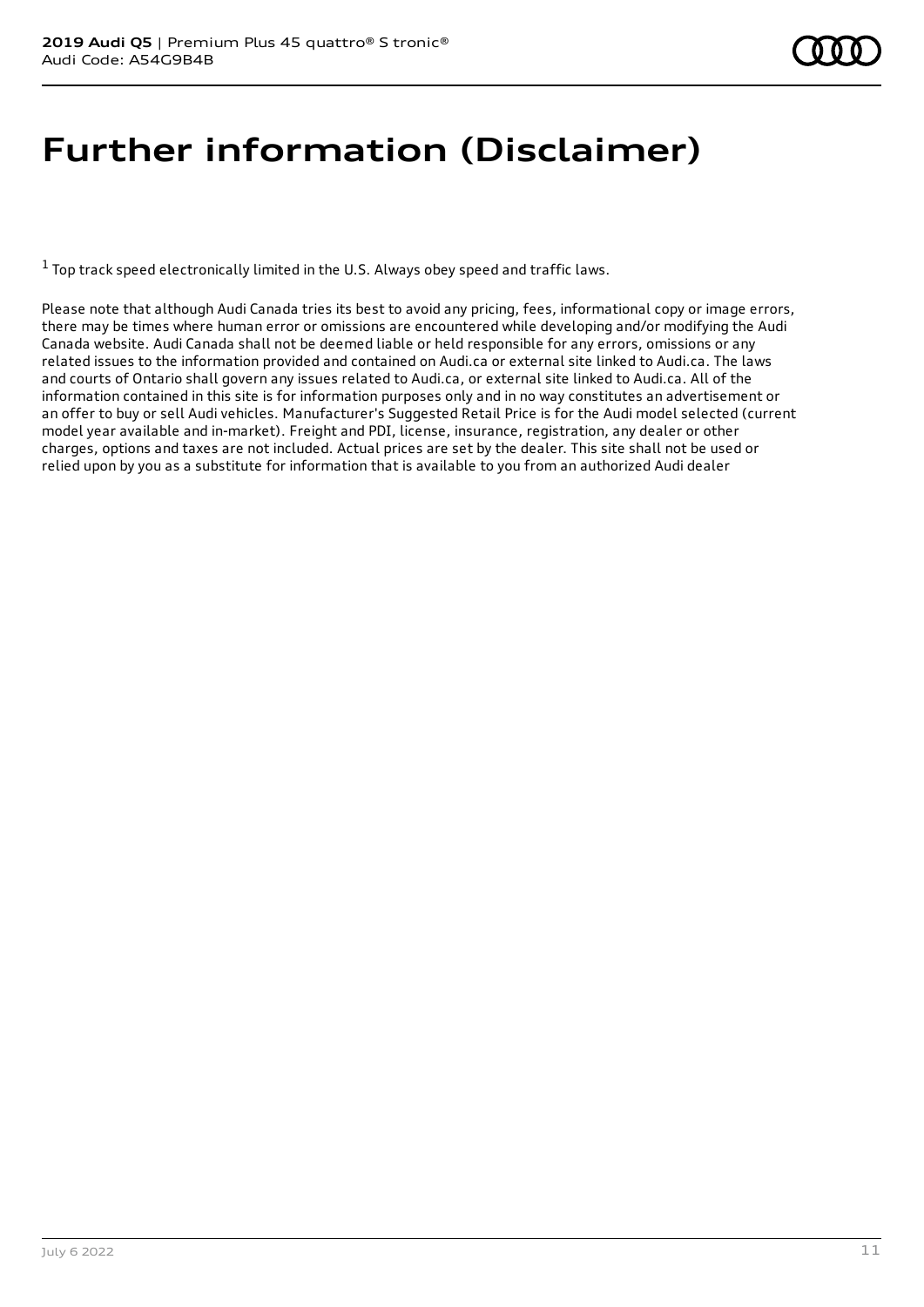# Further information (Disclaimer)

[1] Top track speed electronically limited in the U.S. Always obey speed and traffic laws.

Please note that although Audi Canada tries its best to avoid any pricing, fees, informational copy or image errors, there may be times where human error or omissions are encountered while developing and/or modifying the Audi Canada website. Audi Canada shall not be deemed liable or held responsible for any errors, omissions or any related issues to the information provided and contained on Audi.ca or external site linked to Audi.ca. The laws and courts of Ontario shall govern any issues related to Audi.ca, or external site linked to Audi.ca. All of the information contained in this site is for information purposes only and in no way constitutes an advertisement or an offer to buy or sell Audi vehicles. Manufacturer's Suggested Retail Price is for the Audi model selected (current model year available and in-market). Freight and PDI, license, insurance, registration, any dealer or other charges, options and taxes are not included. Actual prices are set by the dealer. This site shall not be used or relied upon by you as a substitute for information that is available to you from an authorized Audi dealer